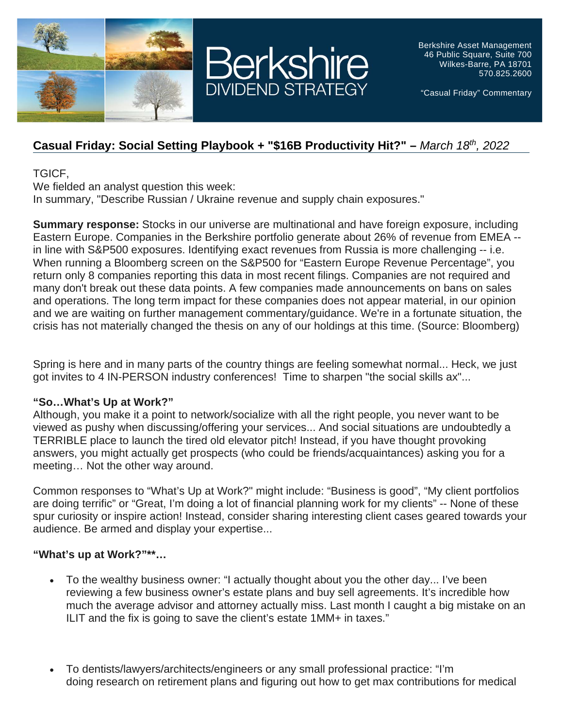Berkshire Asset Management
46 Public Square, Suite 700
Wilkes-Barre, PA 18701
570.825.2600

"Casual Friday" Commentary

Berkshire
DIVIDEND STRATEGY

## Casual Friday: Social Setting Playbook + "$16B Productivity Hit?" – *March 18th, 2022*

TGICF,
We fielded an analyst question this week:
In summary, "Describe Russian / Ukraine revenue and supply chain exposures."

**Summary response:** Stocks in our universe are multinational and have foreign exposure, including Eastern Europe. Companies in the Berkshire portfolio generate about 26% of revenue from EMEA -- in line with S&P500 exposures. Identifying exact revenues from Russia is more challenging -- i.e. When running a Bloomberg screen on the S&P500 for "Eastern Europe Revenue Percentage", you return only 8 companies reporting this data in most recent filings. Companies are not required and many don't break out these data points. A few companies made announcements on bans on sales and operations. The long term impact for these companies does not appear material, in our opinion and we are waiting on further management commentary/guidance. We're in a fortunate situation, the crisis has not materially changed the thesis on any of our holdings at this time. (Source: Bloomberg)

Spring is here and in many parts of the country things are feeling somewhat normal... Heck, we just got invites to 4 IN-PERSON industry conferences! Time to sharpen "the social skills ax"...

### "So…What's Up at Work?"

Although, you make it a point to network/socialize with all the right people, you never want to be viewed as pushy when discussing/offering your services... And social situations are undoubtedly a TERRIBLE place to launch the tired old elevator pitch! Instead, if you have thought provoking answers, you might actually get prospects (who could be friends/acquaintances) asking you for a meeting… Not the other way around.

Common responses to "What's Up at Work?" might include: "Business is good", "My client portfolios are doing terrific" or "Great, I'm doing a lot of financial planning work for my clients" -- None of these spur curiosity or inspire action! Instead, consider sharing interesting client cases geared towards your audience. Be armed and display your expertise...

### "What's up at Work?"**…

- To the wealthy business owner: "I actually thought about you the other day... I've been reviewing a few business owner's estate plans and buy sell agreements. It's incredible how much the average advisor and attorney actually miss. Last month I caught a big mistake on an ILIT and the fix is going to save the client's estate 1MM+ in taxes."

- To dentists/lawyers/architects/engineers or any small professional practice: "I'm doing research on retirement plans and figuring out how to get max contributions for medical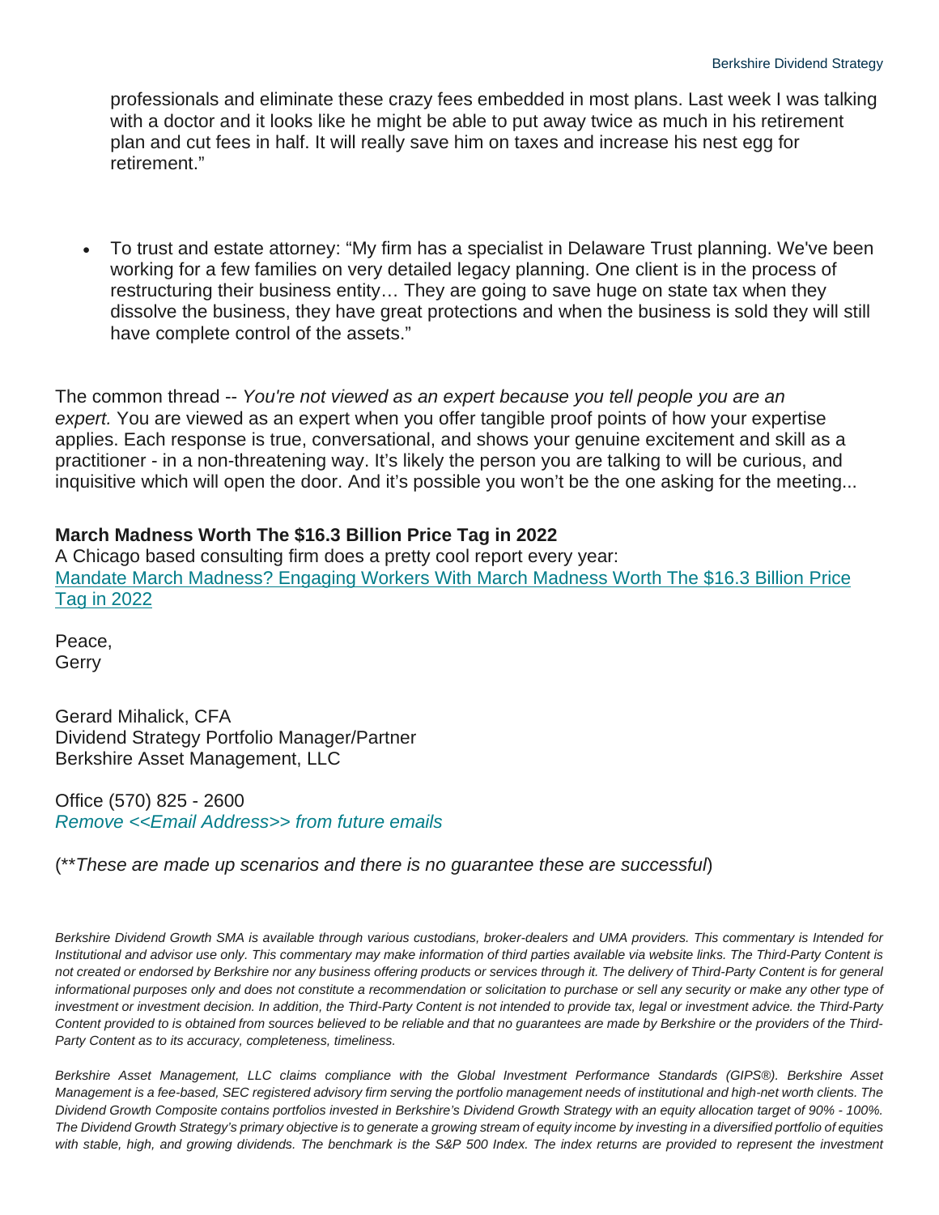professionals and eliminate these crazy fees embedded in most plans. Last week I was talking with a doctor and it looks like he might be able to put away twice as much in his retirement plan and cut fees in half. It will really save him on taxes and increase his nest egg for retirement."

- To trust and estate attorney: "My firm has a specialist in Delaware Trust planning. We've been working for a few families on very detailed legacy planning. One client is in the process of restructuring their business entity… They are going to save huge on state tax when they dissolve the business, they have great protections and when the business is sold they will still have complete control of the assets."

The common thread -- *You're not viewed as an expert because you tell people you are an expert.* You are viewed as an expert when you offer tangible proof points of how your expertise applies. Each response is true, conversational, and shows your genuine excitement and skill as a practitioner - in a non-threatening way. It's likely the person you are talking to will be curious, and inquisitive which will open the door. And it's possible you won't be the one asking for the meeting...

**March Madness Worth The $16.3 Billion Price Tag in 2022**

A Chicago based consulting firm does a pretty cool report every year:
Mandate March Madness? Engaging Workers With March Madness Worth The $16.3 Billion Price Tag in 2022

Peace,
Gerry

Gerard Mihalick, CFA
Dividend Strategy Portfolio Manager/Partner
Berkshire Asset Management, LLC

Office (570) 825 - 2600
*Remove <<Email Address>> from future emails*

(***These are made up scenarios and there is no guarantee these are successful*)

*Berkshire Dividend Growth SMA is available through various custodians, broker-dealers and UMA providers. This commentary is Intended for Institutional and advisor use only. This commentary may make information of third parties available via website links. The Third-Party Content is not created or endorsed by Berkshire nor any business offering products or services through it. The delivery of Third-Party Content is for general informational purposes only and does not constitute a recommendation or solicitation to purchase or sell any security or make any other type of investment or investment decision. In addition, the Third-Party Content is not intended to provide tax, legal or investment advice. the Third-Party Content provided to is obtained from sources believed to be reliable and that no guarantees are made by Berkshire or the providers of the Third-Party Content as to its accuracy, completeness, timeliness.*

*Berkshire Asset Management, LLC claims compliance with the Global Investment Performance Standards (GIPS®). Berkshire Asset Management is a fee-based, SEC registered advisory firm serving the portfolio management needs of institutional and high-net worth clients. The Dividend Growth Composite contains portfolios invested in Berkshire's Dividend Growth Strategy with an equity allocation target of 90% - 100%. The Dividend Growth Strategy's primary objective is to generate a growing stream of equity income by investing in a diversified portfolio of equities with stable, high, and growing dividends. The benchmark is the S&P 500 Index. The index returns are provided to represent the investment*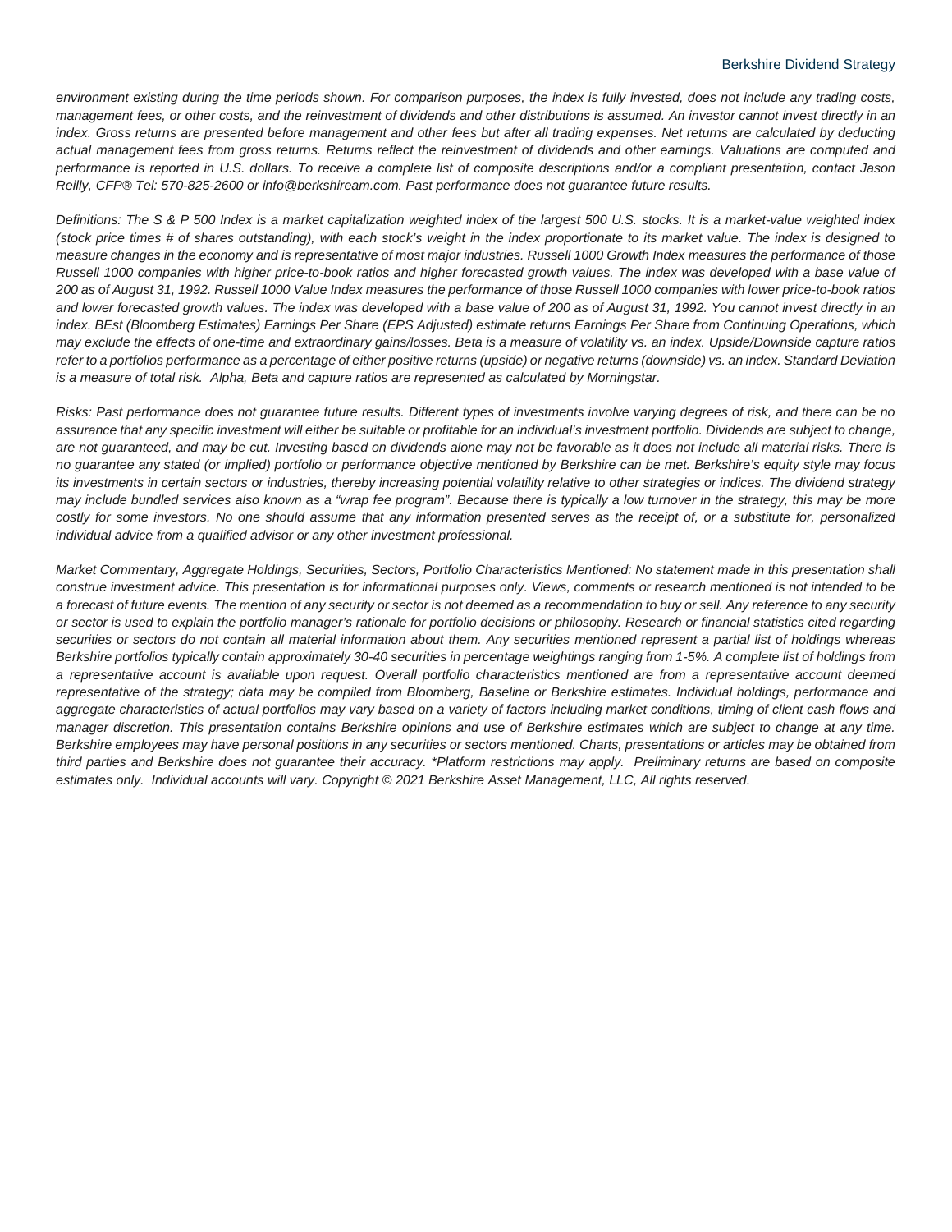*environment existing during the time periods shown. For comparison purposes, the index is fully invested, does not include any trading costs, management fees, or other costs, and the reinvestment of dividends and other distributions is assumed. An investor cannot invest directly in an index. Gross returns are presented before management and other fees but after all trading expenses. Net returns are calculated by deducting actual management fees from gross returns. Returns reflect the reinvestment of dividends and other earnings. Valuations are computed and performance is reported in U.S. dollars. To receive a complete list of composite descriptions and/or a compliant presentation, contact Jason Reilly, CFP® Tel: 570-825-2600 or info@berkshiream.com. Past performance does not guarantee future results.*

*Definitions: The S & P 500 Index is a market capitalization weighted index of the largest 500 U.S. stocks. It is a market-value weighted index (stock price times # of shares outstanding), with each stock's weight in the index proportionate to its market value. The index is designed to measure changes in the economy and is representative of most major industries. Russell 1000 Growth Index measures the performance of those Russell 1000 companies with higher price-to-book ratios and higher forecasted growth values. The index was developed with a base value of 200 as of August 31, 1992. Russell 1000 Value Index measures the performance of those Russell 1000 companies with lower price-to-book ratios and lower forecasted growth values. The index was developed with a base value of 200 as of August 31, 1992. You cannot invest directly in an index. BEst (Bloomberg Estimates) Earnings Per Share (EPS Adjusted) estimate returns Earnings Per Share from Continuing Operations, which may exclude the effects of one-time and extraordinary gains/losses. Beta is a measure of volatility vs. an index. Upside/Downside capture ratios refer to a portfolios performance as a percentage of either positive returns (upside) or negative returns (downside) vs. an index. Standard Deviation is a measure of total risk. Alpha, Beta and capture ratios are represented as calculated by Morningstar.*

*Risks: Past performance does not guarantee future results. Different types of investments involve varying degrees of risk, and there can be no assurance that any specific investment will either be suitable or profitable for an individual's investment portfolio. Dividends are subject to change, are not guaranteed, and may be cut. Investing based on dividends alone may not be favorable as it does not include all material risks. There is no guarantee any stated (or implied) portfolio or performance objective mentioned by Berkshire can be met. Berkshire's equity style may focus its investments in certain sectors or industries, thereby increasing potential volatility relative to other strategies or indices. The dividend strategy may include bundled services also known as a "wrap fee program". Because there is typically a low turnover in the strategy, this may be more costly for some investors. No one should assume that any information presented serves as the receipt of, or a substitute for, personalized individual advice from a qualified advisor or any other investment professional.*

*Market Commentary, Aggregate Holdings, Securities, Sectors, Portfolio Characteristics Mentioned: No statement made in this presentation shall construe investment advice. This presentation is for informational purposes only. Views, comments or research mentioned is not intended to be a forecast of future events. The mention of any security or sector is not deemed as a recommendation to buy or sell. Any reference to any security or sector is used to explain the portfolio manager's rationale for portfolio decisions or philosophy. Research or financial statistics cited regarding securities or sectors do not contain all material information about them. Any securities mentioned represent a partial list of holdings whereas Berkshire portfolios typically contain approximately 30-40 securities in percentage weightings ranging from 1-5%. A complete list of holdings from a representative account is available upon request. Overall portfolio characteristics mentioned are from a representative account deemed representative of the strategy; data may be compiled from Bloomberg, Baseline or Berkshire estimates. Individual holdings, performance and aggregate characteristics of actual portfolios may vary based on a variety of factors including market conditions, timing of client cash flows and manager discretion. This presentation contains Berkshire opinions and use of Berkshire estimates which are subject to change at any time. Berkshire employees may have personal positions in any securities or sectors mentioned. Charts, presentations or articles may be obtained from third parties and Berkshire does not guarantee their accuracy. *Platform restrictions may apply. Preliminary returns are based on composite estimates only. Individual accounts will vary. Copyright © 2021 Berkshire Asset Management, LLC, All rights reserved.*